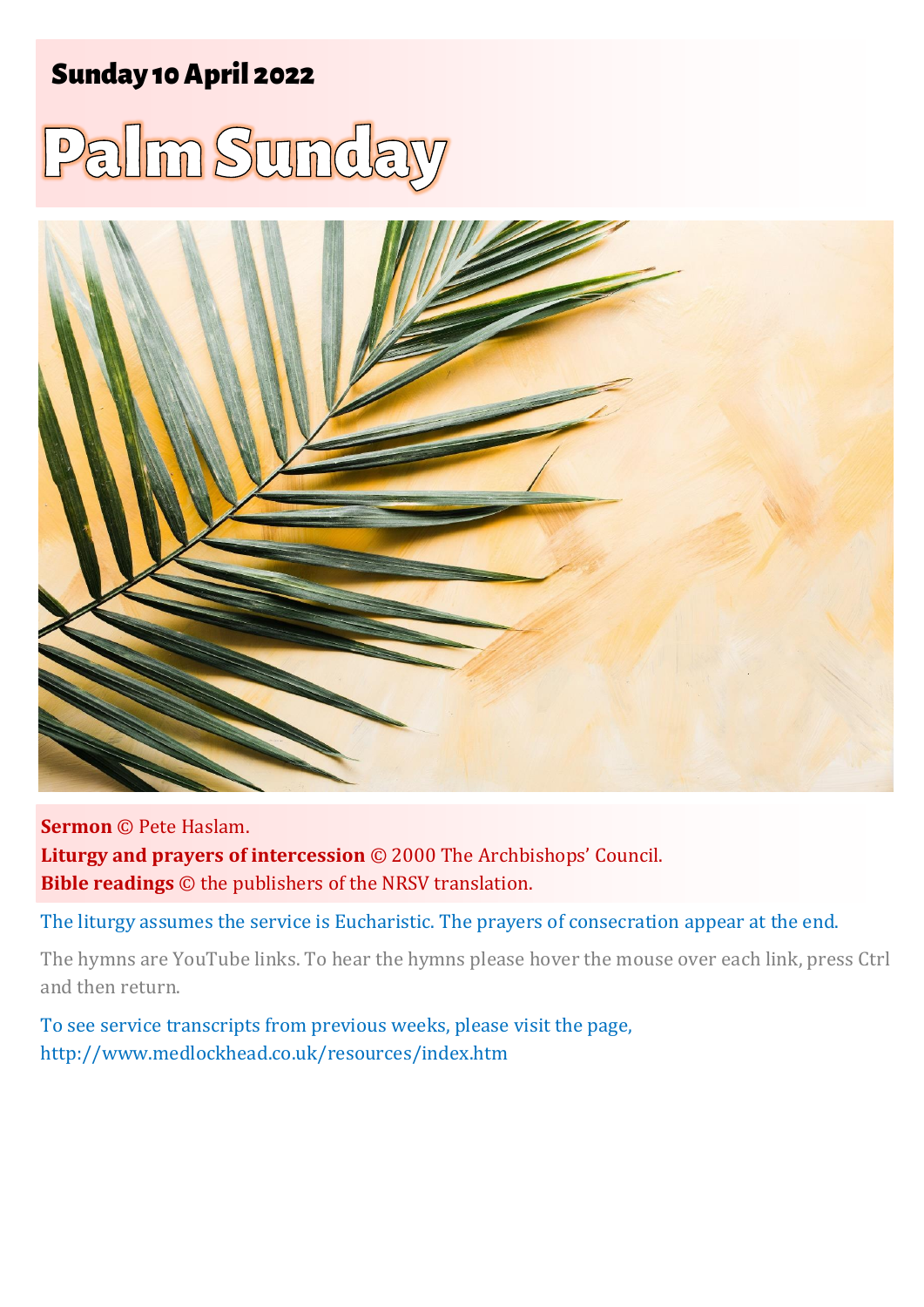## Sunday 10 April 2022

# Palm Sunday

**Sermon** © Pete Haslam.
**Liturgy and prayers of intercession** © 2000 The Archbishops' Council.
**Bible readings** © the publishers of the NRSV translation.

The liturgy assumes the service is Eucharistic. The prayers of consecration appear at the end.

The hymns are YouTube links. To hear the hymns please hover the mouse over each link, press Ctrl and then return.

To see service transcripts from previous weeks, please visit the page, http://www.medlockhead.co.uk/resources/index.htm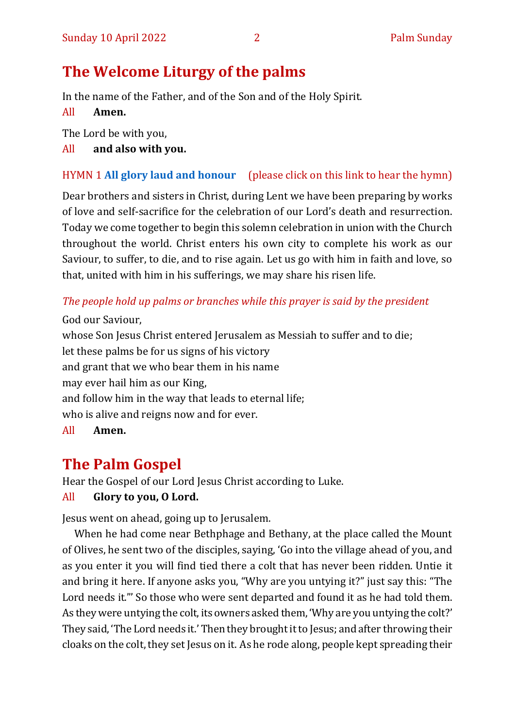## The Welcome Liturgy of the palms

In the name of the Father, and of the Son and of the Holy Spirit.

All **Amen.**

The Lord be with you,

All **and also with you.**

HYMN 1 **All glory laud and honour** (please click on this link to hear the hymn)

Dear brothers and sisters in Christ, during Lent we have been preparing by works of love and self-sacrifice for the celebration of our Lord's death and resurrection. Today we come together to begin this solemn celebration in union with the Church throughout the world. Christ enters his own city to complete his work as our Saviour, to suffer, to die, and to rise again. Let us go with him in faith and love, so that, united with him in his sufferings, we may share his risen life.

*The people hold up palms or branches while this prayer is said by the president*

God our Saviour,  
whose Son Jesus Christ entered Jerusalem as Messiah to suffer and to die;  
let these palms be for us signs of his victory  
and grant that we who bear them in his name  
may ever hail him as our King,  
and follow him in the way that leads to eternal life;  
who is alive and reigns now and for ever.

All **Amen.**

## The Palm Gospel

Hear the Gospel of our Lord Jesus Christ according to Luke.

All **Glory to you, O Lord.**

Jesus went on ahead, going up to Jerusalem.

When he had come near Bethphage and Bethany, at the place called the Mount of Olives, he sent two of the disciples, saying, 'Go into the village ahead of you, and as you enter it you will find tied there a colt that has never been ridden. Untie it and bring it here. If anyone asks you, "Why are you untying it?" just say this: "The Lord needs it."' So those who were sent departed and found it as he had told them. As they were untying the colt, its owners asked them, 'Why are you untying the colt?' They said, 'The Lord needs it.' Then they brought it to Jesus; and after throwing their cloaks on the colt, they set Jesus on it. As he rode along, people kept spreading their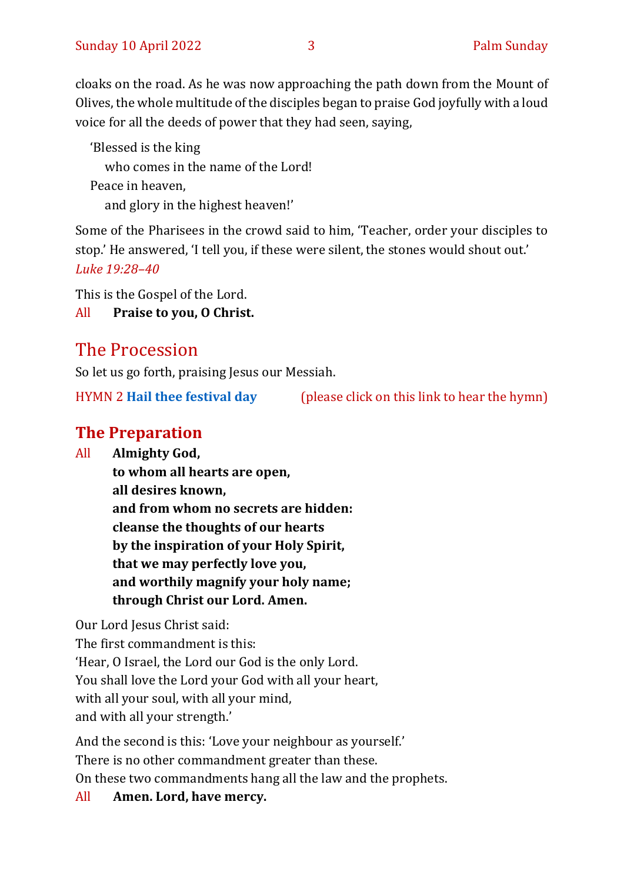cloaks on the road. As he was now approaching the path down from the Mount of Olives, the whole multitude of the disciples began to praise God joyfully with a loud voice for all the deeds of power that they had seen, saying,

'Blessed is the king
    who comes in the name of the Lord!
Peace in heaven,
    and glory in the highest heaven!'

Some of the Pharisees in the crowd said to him, 'Teacher, order your disciples to stop.' He answered, 'I tell you, if these were silent, the stones would shout out.'
*Luke 19:28–40*

This is the Gospel of the Lord.
All **Praise to you, O Christ.**

## The Procession

So let us go forth, praising Jesus our Messiah.

HYMN 2 **Hail thee festival day** (please click on this link to hear the hymn)

## The Preparation

All **Almighty God,**
**to whom all hearts are open,**
**all desires known,**
**and from whom no secrets are hidden:**
**cleanse the thoughts of our hearts**
**by the inspiration of your Holy Spirit,**
**that we may perfectly love you,**
**and worthily magnify your holy name;**
**through Christ our Lord. Amen.**

Our Lord Jesus Christ said:
The first commandment is this:
'Hear, O Israel, the Lord our God is the only Lord.
You shall love the Lord your God with all your heart,
with all your soul, with all your mind,
and with all your strength.'

And the second is this: 'Love your neighbour as yourself.'
There is no other commandment greater than these.
On these two commandments hang all the law and the prophets.
All **Amen. Lord, have mercy.**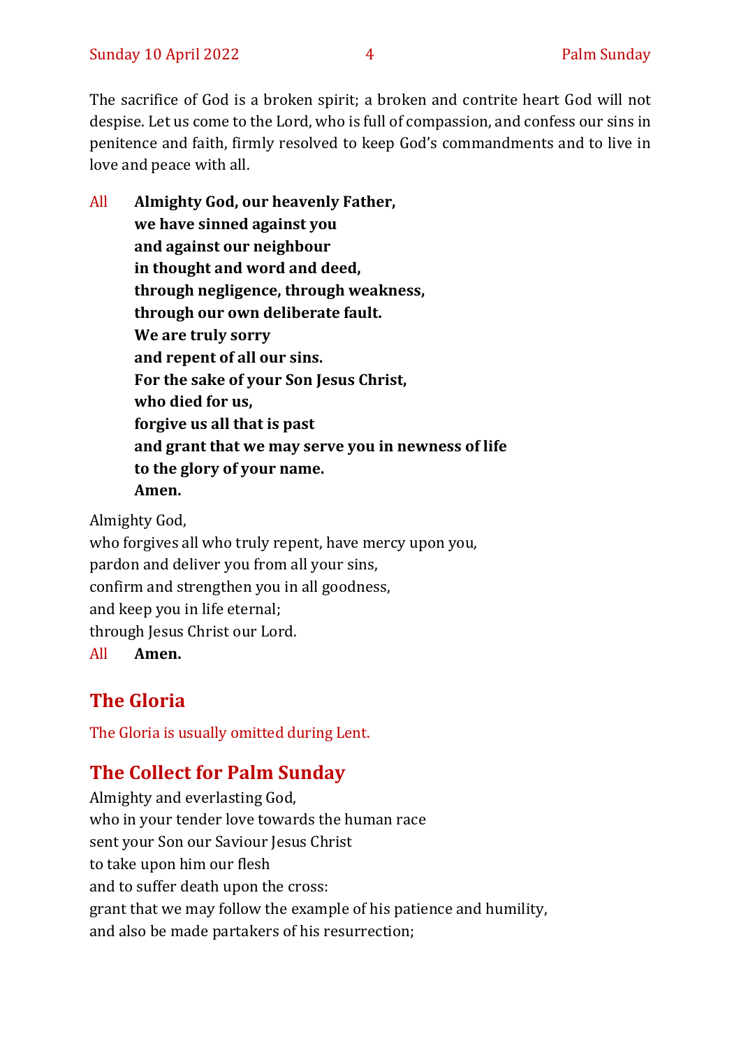The sacrifice of God is a broken spirit; a broken and contrite heart God will not despise. Let us come to the Lord, who is full of compassion, and confess our sins in penitence and faith, firmly resolved to keep God's commandments and to live in love and peace with all.

All **Almighty God, our heavenly Father,**
**we have sinned against you**
**and against our neighbour**
**in thought and word and deed,**
**through negligence, through weakness,**
**through our own deliberate fault.**
**We are truly sorry**
**and repent of all our sins.**
**For the sake of your Son Jesus Christ,**
**who died for us,**
**forgive us all that is past**
**and grant that we may serve you in newness of life**
**to the glory of your name.**
**Amen.**

Almighty God,
who forgives all who truly repent, have mercy upon you,
pardon and deliver you from all your sins,
confirm and strengthen you in all goodness,
and keep you in life eternal;
through Jesus Christ our Lord.
All **Amen.**

## The Gloria

The Gloria is usually omitted during Lent.

## The Collect for Palm Sunday

Almighty and everlasting God,
who in your tender love towards the human race
sent your Son our Saviour Jesus Christ
to take upon him our flesh
and to suffer death upon the cross:
grant that we may follow the example of his patience and humility,
and also be made partakers of his resurrection;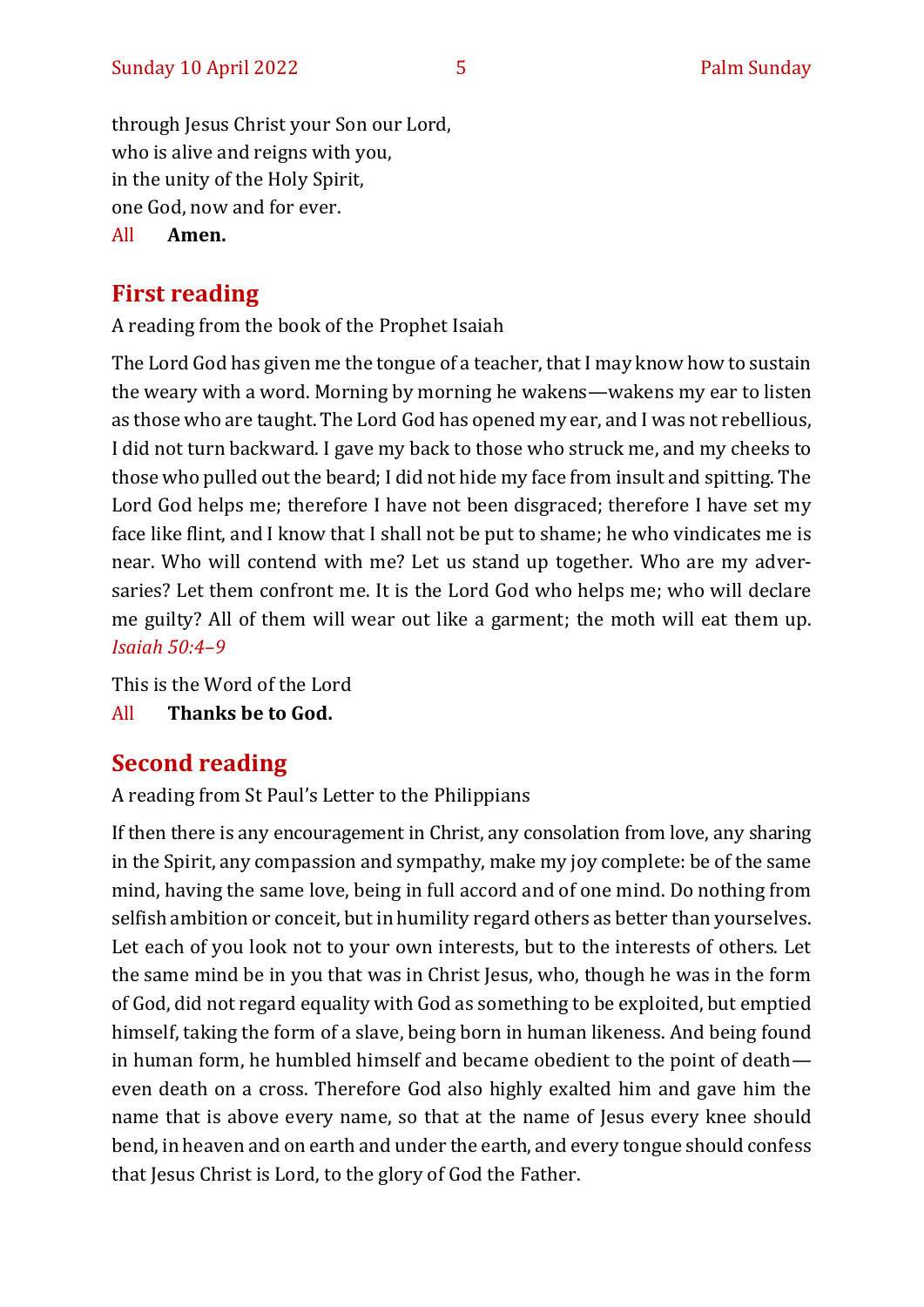through Jesus Christ your Son our Lord,  
who is alive and reigns with you,  
in the unity of the Holy Spirit,  
one God, now and for ever.

All **Amen.**

## First reading

A reading from the book of the Prophet Isaiah

The Lord God has given me the tongue of a teacher, that I may know how to sustain the weary with a word. Morning by morning he wakens—wakens my ear to listen as those who are taught. The Lord God has opened my ear, and I was not rebellious, I did not turn backward. I gave my back to those who struck me, and my cheeks to those who pulled out the beard; I did not hide my face from insult and spitting. The Lord God helps me; therefore I have not been disgraced; therefore I have set my face like flint, and I know that I shall not be put to shame; he who vindicates me is near. Who will contend with me? Let us stand up together. Who are my adversaries? Let them confront me. It is the Lord God who helps me; who will declare me guilty? All of them will wear out like a garment; the moth will eat them up. *Isaiah 50:4–9*

This is the Word of the Lord

All **Thanks be to God.**

## Second reading

A reading from St Paul's Letter to the Philippians

If then there is any encouragement in Christ, any consolation from love, any sharing in the Spirit, any compassion and sympathy, make my joy complete: be of the same mind, having the same love, being in full accord and of one mind. Do nothing from selfish ambition or conceit, but in humility regard others as better than yourselves. Let each of you look not to your own interests, but to the interests of others. Let the same mind be in you that was in Christ Jesus, who, though he was in the form of God, did not regard equality with God as something to be exploited, but emptied himself, taking the form of a slave, being born in human likeness. And being found in human form, he humbled himself and became obedient to the point of death—even death on a cross. Therefore God also highly exalted him and gave him the name that is above every name, so that at the name of Jesus every knee should bend, in heaven and on earth and under the earth, and every tongue should confess that Jesus Christ is Lord, to the glory of God the Father.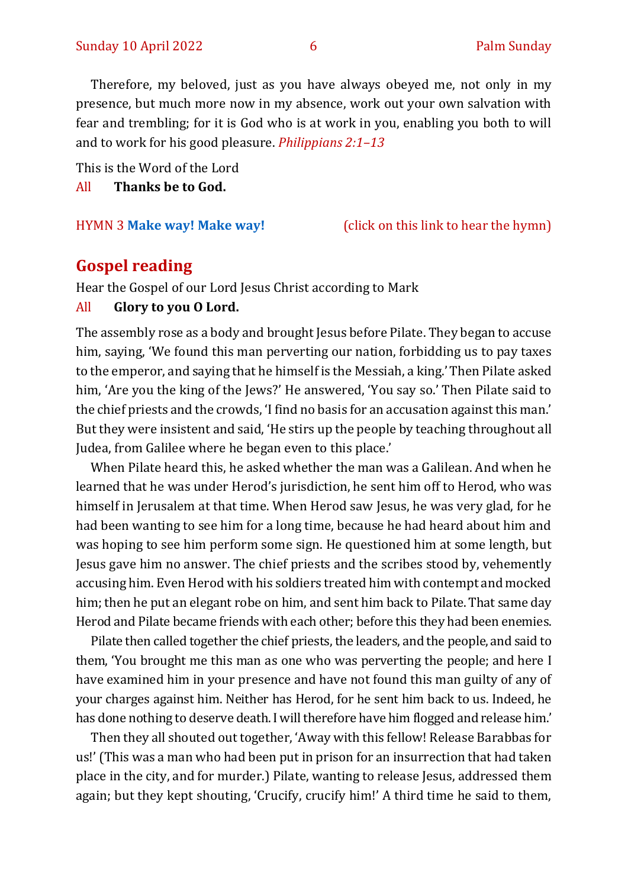Therefore, my beloved, just as you have always obeyed me, not only in my presence, but much more now in my absence, work out your own salvation with fear and trembling; for it is God who is at work in you, enabling you both to will and to work for his good pleasure. *Philippians 2:1–13*

This is the Word of the Lord

All **Thanks be to God.**

HYMN 3 **Make way! Make way!** (click on this link to hear the hymn)

## Gospel reading

Hear the Gospel of our Lord Jesus Christ according to Mark

All **Glory to you O Lord.**

The assembly rose as a body and brought Jesus before Pilate. They began to accuse him, saying, 'We found this man perverting our nation, forbidding us to pay taxes to the emperor, and saying that he himself is the Messiah, a king.' Then Pilate asked him, 'Are you the king of the Jews?' He answered, 'You say so.' Then Pilate said to the chief priests and the crowds, 'I find no basis for an accusation against this man.' But they were insistent and said, 'He stirs up the people by teaching throughout all Judea, from Galilee where he began even to this place.'

When Pilate heard this, he asked whether the man was a Galilean. And when he learned that he was under Herod's jurisdiction, he sent him off to Herod, who was himself in Jerusalem at that time. When Herod saw Jesus, he was very glad, for he had been wanting to see him for a long time, because he had heard about him and was hoping to see him perform some sign. He questioned him at some length, but Jesus gave him no answer. The chief priests and the scribes stood by, vehemently accusing him. Even Herod with his soldiers treated him with contempt and mocked him; then he put an elegant robe on him, and sent him back to Pilate. That same day Herod and Pilate became friends with each other; before this they had been enemies.

Pilate then called together the chief priests, the leaders, and the people, and said to them, 'You brought me this man as one who was perverting the people; and here I have examined him in your presence and have not found this man guilty of any of your charges against him. Neither has Herod, for he sent him back to us. Indeed, he has done nothing to deserve death. I will therefore have him flogged and release him.'

Then they all shouted out together, 'Away with this fellow! Release Barabbas for us!' (This was a man who had been put in prison for an insurrection that had taken place in the city, and for murder.) Pilate, wanting to release Jesus, addressed them again; but they kept shouting, 'Crucify, crucify him!' A third time he said to them,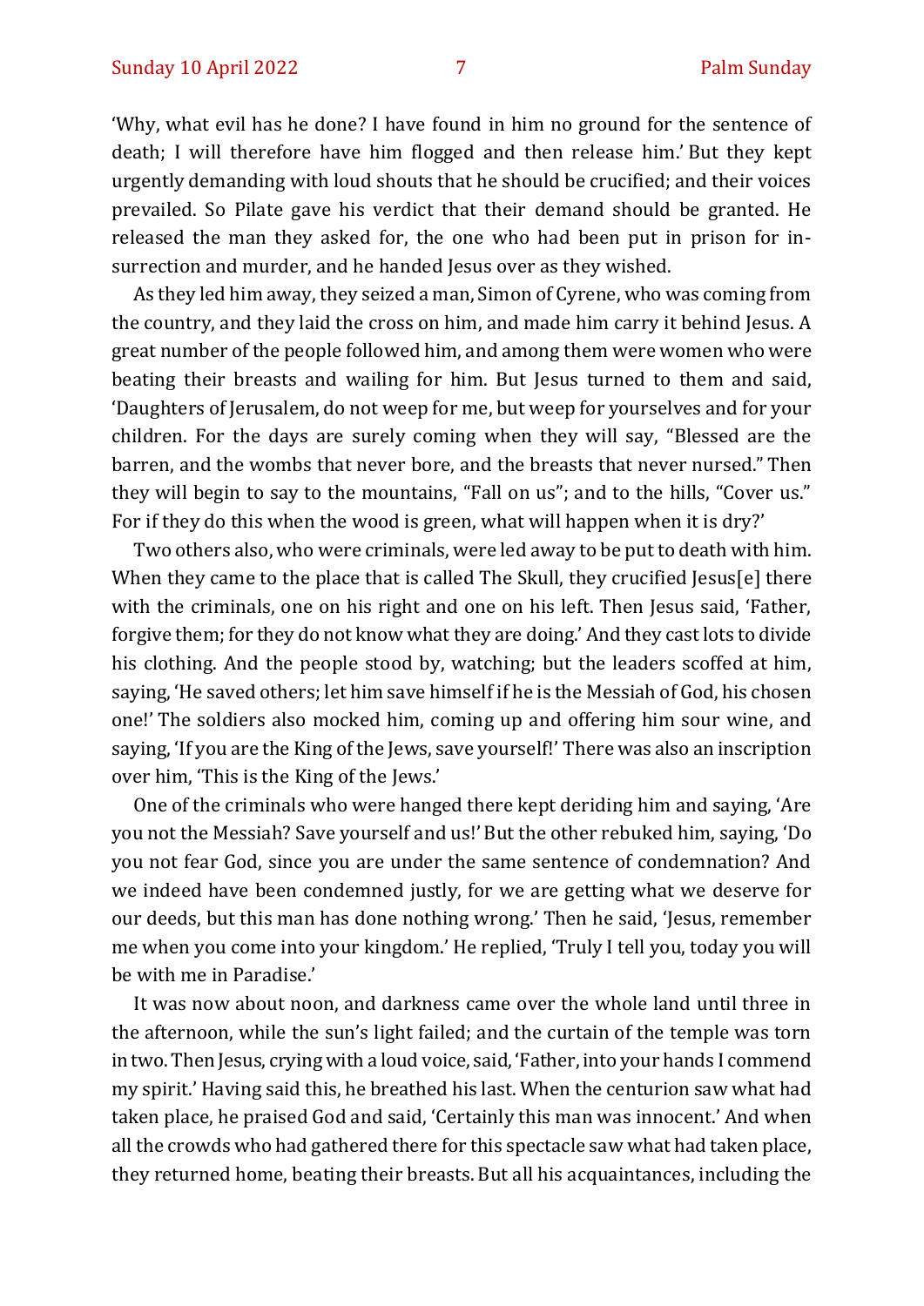'Why, what evil has he done? I have found in him no ground for the sentence of death; I will therefore have him flogged and then release him.' But they kept urgently demanding with loud shouts that he should be crucified; and their voices prevailed. So Pilate gave his verdict that their demand should be granted. He released the man they asked for, the one who had been put in prison for insurrection and murder, and he handed Jesus over as they wished.

As they led him away, they seized a man, Simon of Cyrene, who was coming from the country, and they laid the cross on him, and made him carry it behind Jesus. A great number of the people followed him, and among them were women who were beating their breasts and wailing for him. But Jesus turned to them and said, 'Daughters of Jerusalem, do not weep for me, but weep for yourselves and for your children. For the days are surely coming when they will say, "Blessed are the barren, and the wombs that never bore, and the breasts that never nursed." Then they will begin to say to the mountains, "Fall on us"; and to the hills, "Cover us." For if they do this when the wood is green, what will happen when it is dry?'

Two others also, who were criminals, were led away to be put to death with him. When they came to the place that is called The Skull, they crucified Jesus[e] there with the criminals, one on his right and one on his left. Then Jesus said, 'Father, forgive them; for they do not know what they are doing.' And they cast lots to divide his clothing. And the people stood by, watching; but the leaders scoffed at him, saying, 'He saved others; let him save himself if he is the Messiah of God, his chosen one!' The soldiers also mocked him, coming up and offering him sour wine, and saying, 'If you are the King of the Jews, save yourself!' There was also an inscription over him, 'This is the King of the Jews.'

One of the criminals who were hanged there kept deriding him and saying, 'Are you not the Messiah? Save yourself and us!' But the other rebuked him, saying, 'Do you not fear God, since you are under the same sentence of condemnation? And we indeed have been condemned justly, for we are getting what we deserve for our deeds, but this man has done nothing wrong.' Then he said, 'Jesus, remember me when you come into your kingdom.' He replied, 'Truly I tell you, today you will be with me in Paradise.'

It was now about noon, and darkness came over the whole land until three in the afternoon, while the sun's light failed; and the curtain of the temple was torn in two. Then Jesus, crying with a loud voice, said, 'Father, into your hands I commend my spirit.' Having said this, he breathed his last. When the centurion saw what had taken place, he praised God and said, 'Certainly this man was innocent.' And when all the crowds who had gathered there for this spectacle saw what had taken place, they returned home, beating their breasts. But all his acquaintances, including the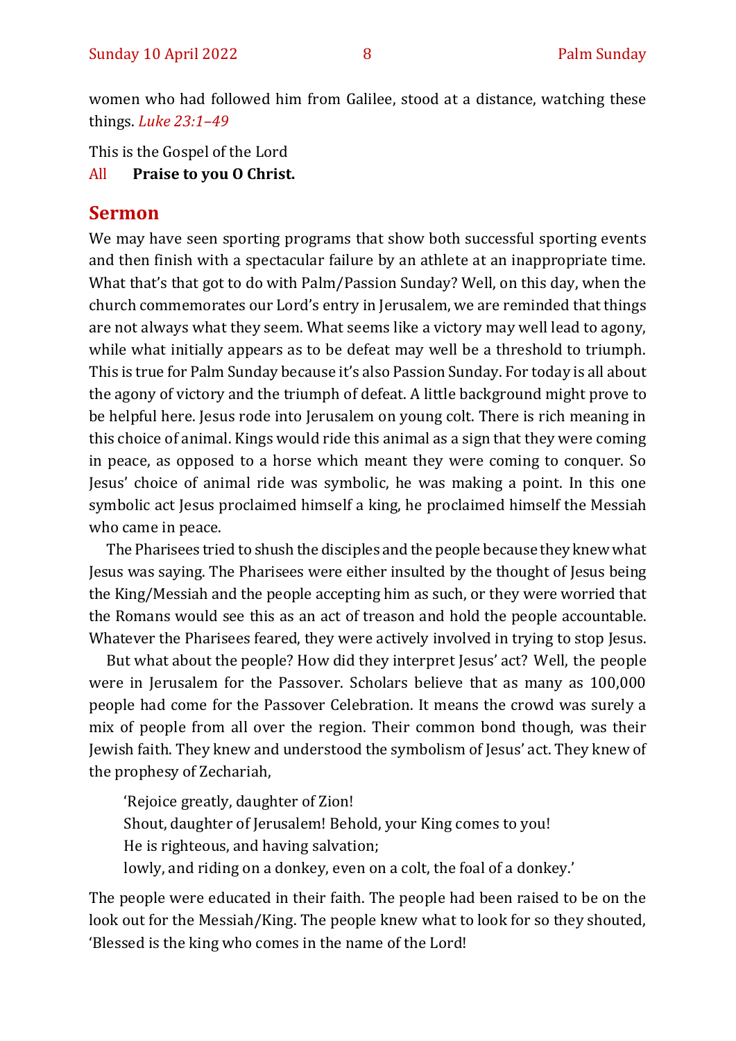women who had followed him from Galilee, stood at a distance, watching these things. *Luke 23:1–49*

This is the Gospel of the Lord

All **Praise to you O Christ.**

## Sermon

We may have seen sporting programs that show both successful sporting events and then finish with a spectacular failure by an athlete at an inappropriate time. What that's that got to do with Palm/Passion Sunday? Well, on this day, when the church commemorates our Lord's entry in Jerusalem, we are reminded that things are not always what they seem. What seems like a victory may well lead to agony, while what initially appears as to be defeat may well be a threshold to triumph. This is true for Palm Sunday because it's also Passion Sunday. For today is all about the agony of victory and the triumph of defeat. A little background might prove to be helpful here. Jesus rode into Jerusalem on young colt. There is rich meaning in this choice of animal. Kings would ride this animal as a sign that they were coming in peace, as opposed to a horse which meant they were coming to conquer. So Jesus' choice of animal ride was symbolic, he was making a point. In this one symbolic act Jesus proclaimed himself a king, he proclaimed himself the Messiah who came in peace.

The Pharisees tried to shush the disciples and the people because they knew what Jesus was saying. The Pharisees were either insulted by the thought of Jesus being the King/Messiah and the people accepting him as such, or they were worried that the Romans would see this as an act of treason and hold the people accountable. Whatever the Pharisees feared, they were actively involved in trying to stop Jesus.

But what about the people? How did they interpret Jesus' act? Well, the people were in Jerusalem for the Passover. Scholars believe that as many as 100,000 people had come for the Passover Celebration. It means the crowd was surely a mix of people from all over the region. Their common bond though, was their Jewish faith. They knew and understood the symbolism of Jesus' act. They knew of the prophesy of Zechariah,

> 'Rejoice greatly, daughter of Zion!
> Shout, daughter of Jerusalem! Behold, your King comes to you!
> He is righteous, and having salvation;
> lowly, and riding on a donkey, even on a colt, the foal of a donkey.'

The people were educated in their faith. The people had been raised to be on the look out for the Messiah/King. The people knew what to look for so they shouted, 'Blessed is the king who comes in the name of the Lord!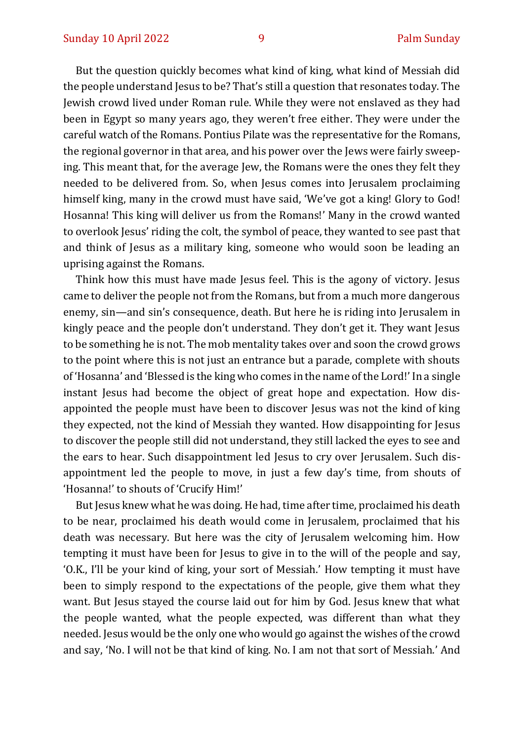But the question quickly becomes what kind of king, what kind of Messiah did the people understand Jesus to be? That's still a question that resonates today. The Jewish crowd lived under Roman rule. While they were not enslaved as they had been in Egypt so many years ago, they weren't free either. They were under the careful watch of the Romans. Pontius Pilate was the representative for the Romans, the regional governor in that area, and his power over the Jews were fairly sweeping. This meant that, for the average Jew, the Romans were the ones they felt they needed to be delivered from. So, when Jesus comes into Jerusalem proclaiming himself king, many in the crowd must have said, 'We've got a king! Glory to God! Hosanna! This king will deliver us from the Romans!' Many in the crowd wanted to overlook Jesus' riding the colt, the symbol of peace, they wanted to see past that and think of Jesus as a military king, someone who would soon be leading an uprising against the Romans.

Think how this must have made Jesus feel. This is the agony of victory. Jesus came to deliver the people not from the Romans, but from a much more dangerous enemy, sin—and sin's consequence, death. But here he is riding into Jerusalem in kingly peace and the people don't understand. They don't get it. They want Jesus to be something he is not. The mob mentality takes over and soon the crowd grows to the point where this is not just an entrance but a parade, complete with shouts of 'Hosanna' and 'Blessed is the king who comes in the name of the Lord!' In a single instant Jesus had become the object of great hope and expectation. How disappointed the people must have been to discover Jesus was not the kind of king they expected, not the kind of Messiah they wanted. How disappointing for Jesus to discover the people still did not understand, they still lacked the eyes to see and the ears to hear. Such disappointment led Jesus to cry over Jerusalem. Such disappointment led the people to move, in just a few day's time, from shouts of 'Hosanna!' to shouts of 'Crucify Him!'

But Jesus knew what he was doing. He had, time after time, proclaimed his death to be near, proclaimed his death would come in Jerusalem, proclaimed that his death was necessary. But here was the city of Jerusalem welcoming him. How tempting it must have been for Jesus to give in to the will of the people and say, 'O.K., I'll be your kind of king, your sort of Messiah.' How tempting it must have been to simply respond to the expectations of the people, give them what they want. But Jesus stayed the course laid out for him by God. Jesus knew that what the people wanted, what the people expected, was different than what they needed. Jesus would be the only one who would go against the wishes of the crowd and say, 'No. I will not be that kind of king. No. I am not that sort of Messiah.' And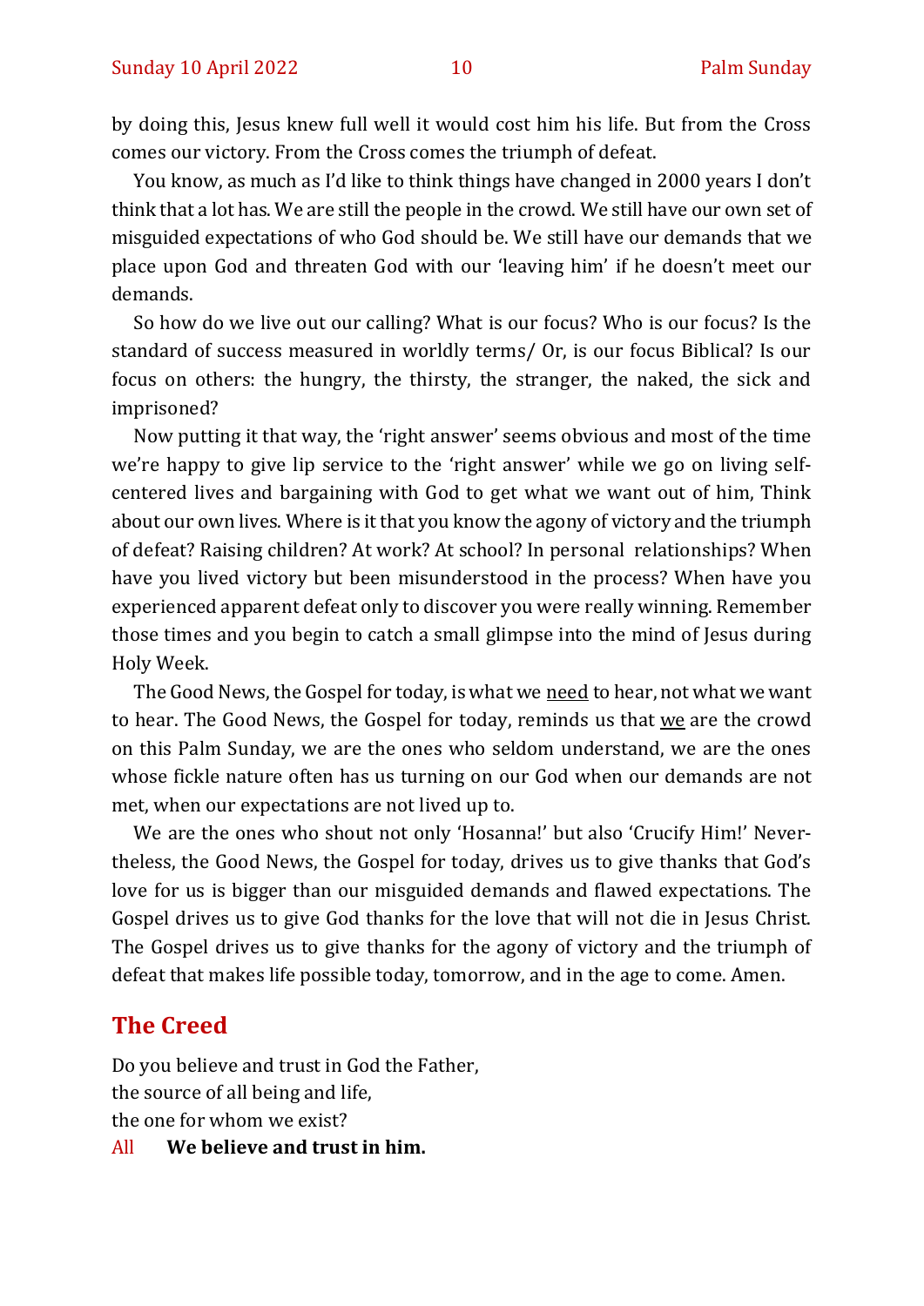by doing this, Jesus knew full well it would cost him his life. But from the Cross comes our victory. From the Cross comes the triumph of defeat.

You know, as much as I'd like to think things have changed in 2000 years I don't think that a lot has. We are still the people in the crowd. We still have our own set of misguided expectations of who God should be. We still have our demands that we place upon God and threaten God with our 'leaving him' if he doesn't meet our demands.

So how do we live out our calling? What is our focus? Who is our focus? Is the standard of success measured in worldly terms/ Or, is our focus Biblical? Is our focus on others: the hungry, the thirsty, the stranger, the naked, the sick and imprisoned?

Now putting it that way, the 'right answer' seems obvious and most of the time we're happy to give lip service to the 'right answer' while we go on living self-centered lives and bargaining with God to get what we want out of him, Think about our own lives. Where is it that you know the agony of victory and the triumph of defeat? Raising children? At work? At school? In personal relationships? When have you lived victory but been misunderstood in the process? When have you experienced apparent defeat only to discover you were really winning. Remember those times and you begin to catch a small glimpse into the mind of Jesus during Holy Week.

The Good News, the Gospel for today, is what we <u>need</u> to hear, not what we want to hear. The Good News, the Gospel for today, reminds us that <u>we</u> are the crowd on this Palm Sunday, we are the ones who seldom understand, we are the ones whose fickle nature often has us turning on our God when our demands are not met, when our expectations are not lived up to.

We are the ones who shout not only 'Hosanna!' but also 'Crucify Him!' Nevertheless, the Good News, the Gospel for today, drives us to give thanks that God's love for us is bigger than our misguided demands and flawed expectations. The Gospel drives us to give God thanks for the love that will not die in Jesus Christ. The Gospel drives us to give thanks for the agony of victory and the triumph of defeat that makes life possible today, tomorrow, and in the age to come. Amen.

## The Creed

Do you believe and trust in God the Father,
the source of all being and life,
the one for whom we exist?

All **We believe and trust in him.**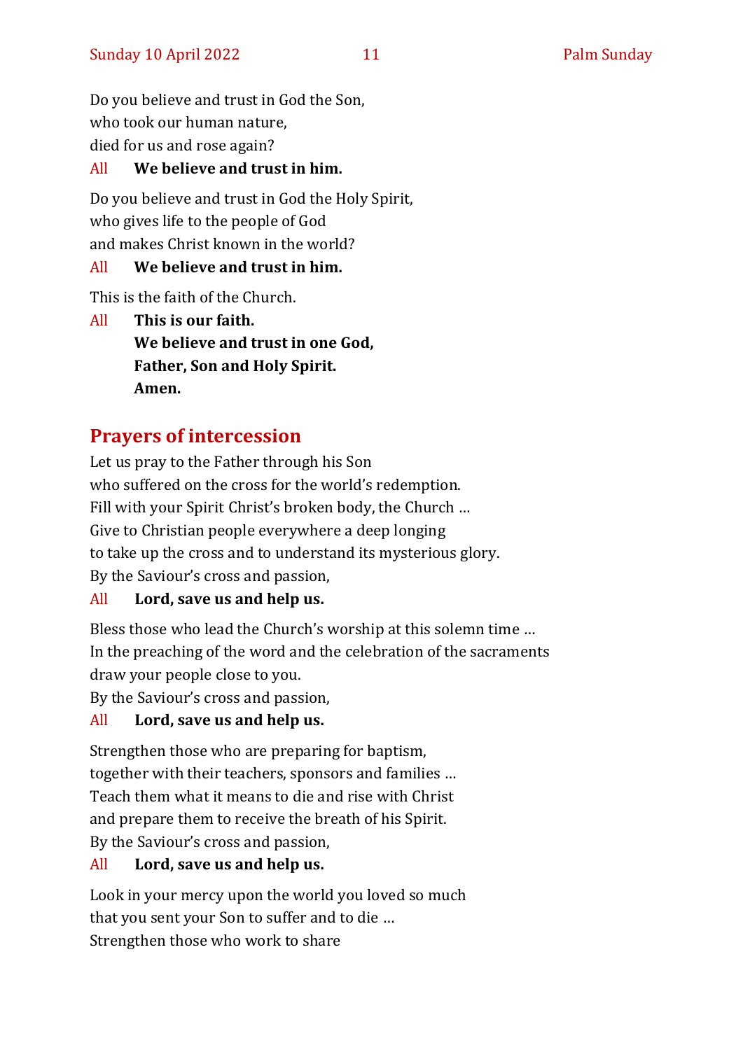Do you believe and trust in God the Son,
who took our human nature,
died for us and rose again?

All **We believe and trust in him.**

Do you believe and trust in God the Holy Spirit,
who gives life to the people of God
and makes Christ known in the world?

All **We believe and trust in him.**

This is the faith of the Church.

All **This is our faith.**
**We believe and trust in one God,**
**Father, Son and Holy Spirit.**
**Amen.**

## Prayers of intercession

Let us pray to the Father through his Son
who suffered on the cross for the world's redemption.
Fill with your Spirit Christ's broken body, the Church …
Give to Christian people everywhere a deep longing
to take up the cross and to understand its mysterious glory.
By the Saviour's cross and passion,

All **Lord, save us and help us.**

Bless those who lead the Church's worship at this solemn time …
In the preaching of the word and the celebration of the sacraments
draw your people close to you.
By the Saviour's cross and passion,

All **Lord, save us and help us.**

Strengthen those who are preparing for baptism,
together with their teachers, sponsors and families …
Teach them what it means to die and rise with Christ
and prepare them to receive the breath of his Spirit.
By the Saviour's cross and passion,

All **Lord, save us and help us.**

Look in your mercy upon the world you loved so much
that you sent your Son to suffer and to die …
Strengthen those who work to share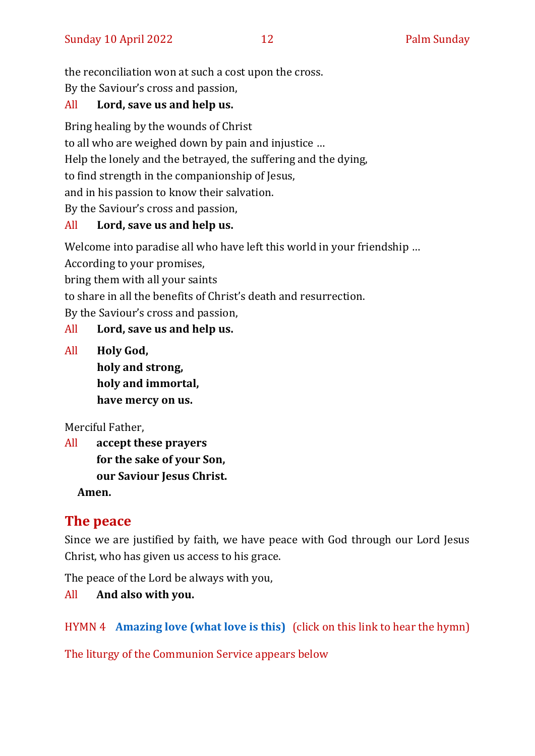the reconciliation won at such a cost upon the cross.
By the Saviour's cross and passion,

All **Lord, save us and help us.**

Bring healing by the wounds of Christ
to all who are weighed down by pain and injustice …
Help the lonely and the betrayed, the suffering and the dying,
to find strength in the companionship of Jesus,
and in his passion to know their salvation.
By the Saviour's cross and passion,

All **Lord, save us and help us.**

Welcome into paradise all who have left this world in your friendship …
According to your promises,
bring them with all your saints
to share in all the benefits of Christ's death and resurrection.
By the Saviour's cross and passion,

All **Lord, save us and help us.**

All **Holy God,**
**holy and strong,**
**holy and immortal,**
**have mercy on us.**

Merciful Father,

All **accept these prayers**
**for the sake of your Son,**
**our Saviour Jesus Christ.**
**Amen.**

## The peace

Since we are justified by faith, we have peace with God through our Lord Jesus Christ, who has given us access to his grace.

The peace of the Lord be always with you,

All **And also with you.**

HYMN 4 **Amazing love (what love is this)** (click on this link to hear the hymn)

The liturgy of the Communion Service appears below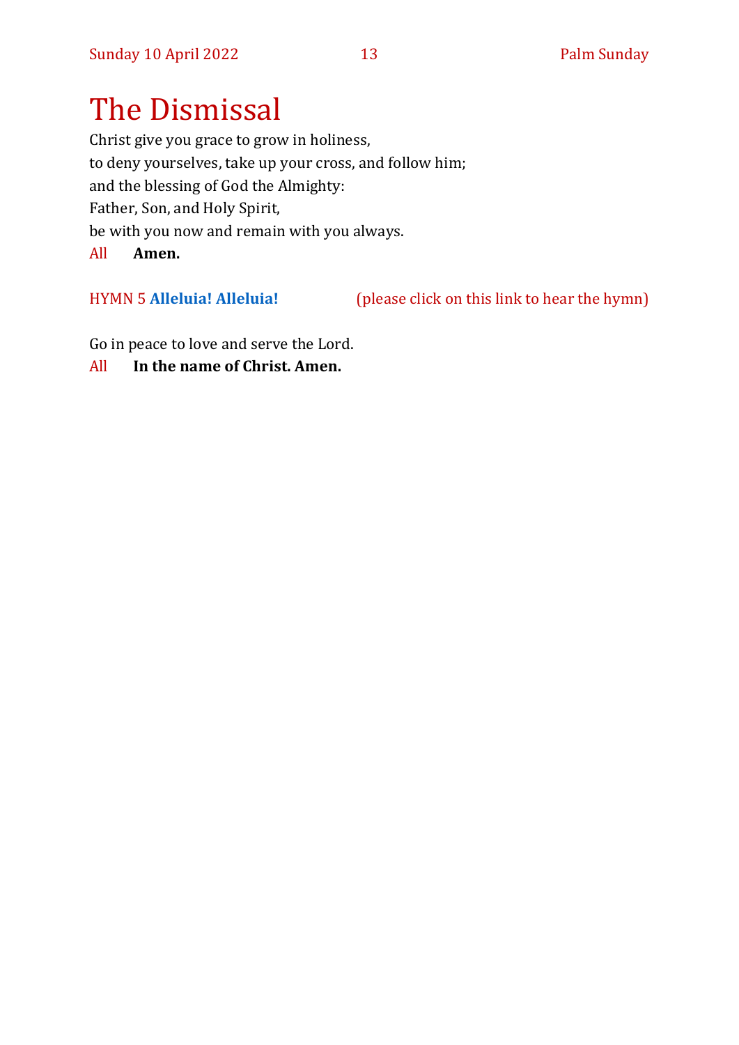# The Dismissal

Christ give you grace to grow in holiness,
to deny yourselves, take up your cross, and follow him;
and the blessing of God the Almighty:
Father, Son, and Holy Spirit,
be with you now and remain with you always.

All **Amen.**

HYMN 5 **Alleluia! Alleluia!** (please click on this link to hear the hymn)

Go in peace to love and serve the Lord.

All **In the name of Christ. Amen.**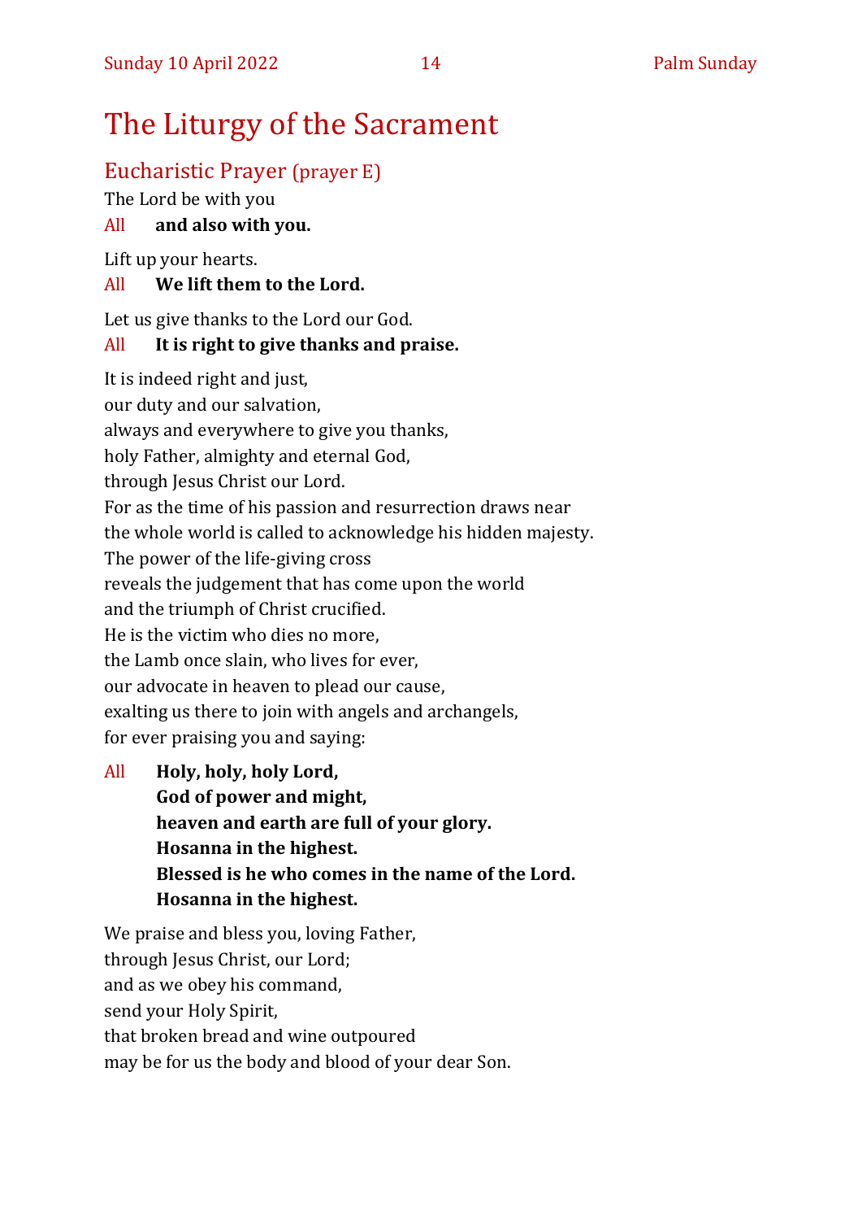# The Liturgy of the Sacrament

## Eucharistic Prayer (prayer E)

The Lord be with you

All **and also with you.**

Lift up your hearts.

All **We lift them to the Lord.**

Let us give thanks to the Lord our God.

All **It is right to give thanks and praise.**

It is indeed right and just,  
our duty and our salvation,  
always and everywhere to give you thanks,  
holy Father, almighty and eternal God,  
through Jesus Christ our Lord.  
For as the time of his passion and resurrection draws near  
the whole world is called to acknowledge his hidden majesty.  
The power of the life-giving cross  
reveals the judgement that has come upon the world  
and the triumph of Christ crucified.  
He is the victim who dies no more,  
the Lamb once slain, who lives for ever,  
our advocate in heaven to plead our cause,  
exalting us there to join with angels and archangels,  
for ever praising you and saying:

All **Holy, holy, holy Lord,**  
**God of power and might,**  
**heaven and earth are full of your glory.**  
**Hosanna in the highest.**  
**Blessed is he who comes in the name of the Lord.**  
**Hosanna in the highest.**

We praise and bless you, loving Father,  
through Jesus Christ, our Lord;  
and as we obey his command,  
send your Holy Spirit,  
that broken bread and wine outpoured  
may be for us the body and blood of your dear Son.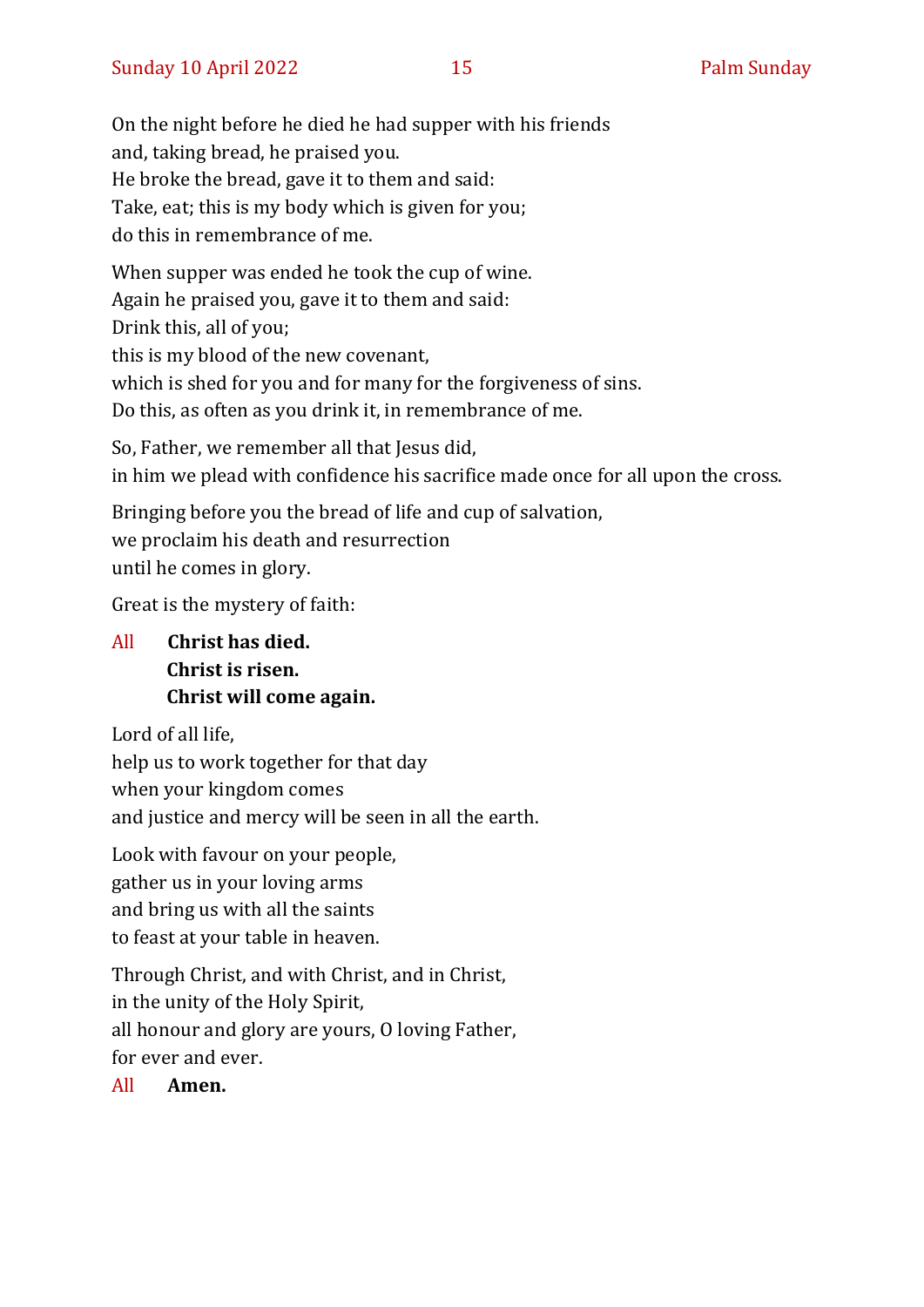On the night before he died he had supper with his friends
and, taking bread, he praised you.
He broke the bread, gave it to them and said:
Take, eat; this is my body which is given for you;
do this in remembrance of me.

When supper was ended he took the cup of wine.
Again he praised you, gave it to them and said:
Drink this, all of you;
this is my blood of the new covenant,
which is shed for you and for many for the forgiveness of sins.
Do this, as often as you drink it, in remembrance of me.

So, Father, we remember all that Jesus did,
in him we plead with confidence his sacrifice made once for all upon the cross.

Bringing before you the bread of life and cup of salvation,
we proclaim his death and resurrection
until he comes in glory.

Great is the mystery of faith:

All **Christ has died.**
**Christ is risen.**
**Christ will come again.**

Lord of all life,
help us to work together for that day
when your kingdom comes
and justice and mercy will be seen in all the earth.

Look with favour on your people,
gather us in your loving arms
and bring us with all the saints
to feast at your table in heaven.

Through Christ, and with Christ, and in Christ,
in the unity of the Holy Spirit,
all honour and glory are yours, O loving Father,
for ever and ever.

All **Amen.**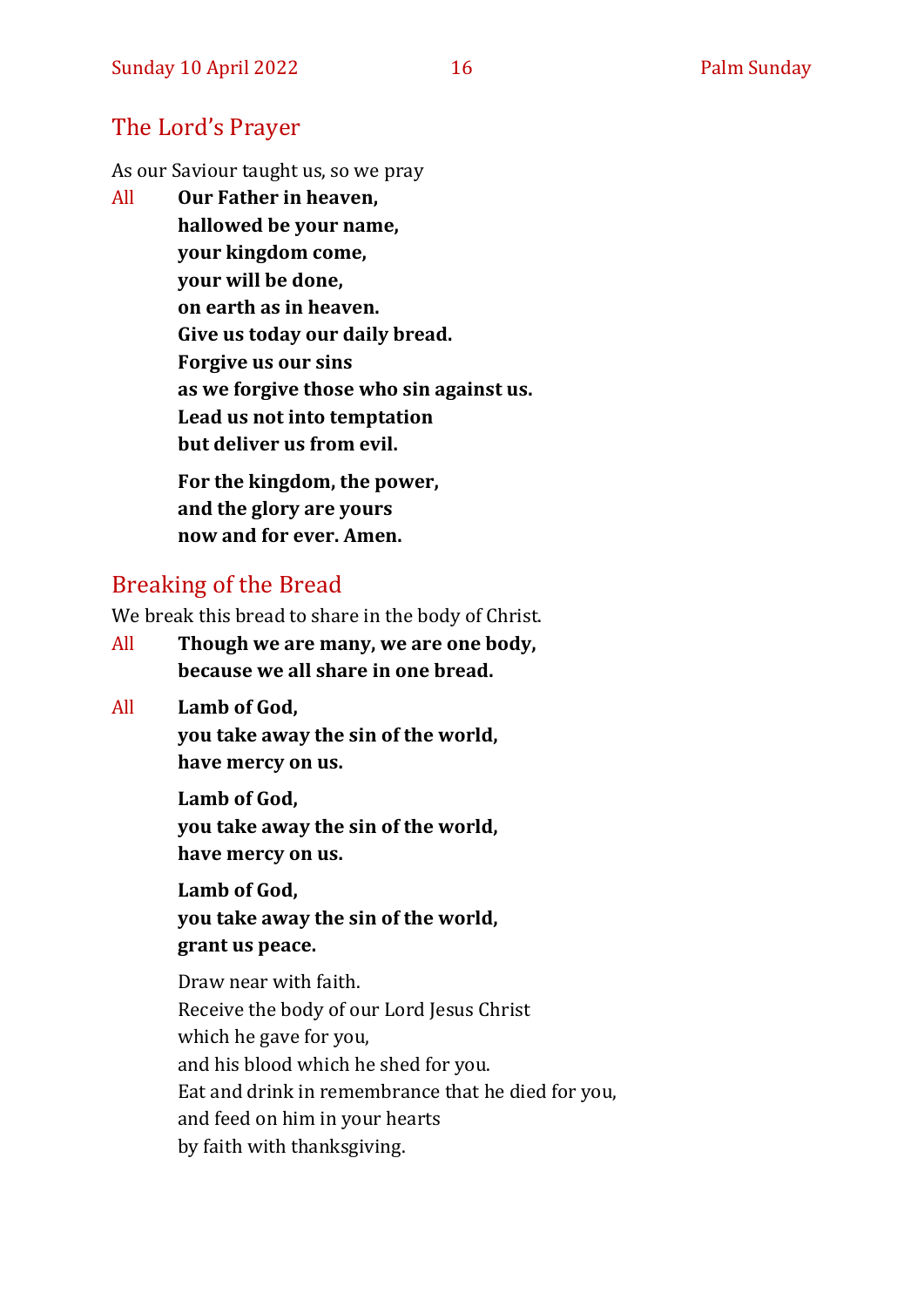## The Lord's Prayer

As our Saviour taught us, so we pray

All **Our Father in heaven,**
**hallowed be your name,**
**your kingdom come,**
**your will be done,**
**on earth as in heaven.**
**Give us today our daily bread.**
**Forgive us our sins**
**as we forgive those who sin against us.**
**Lead us not into temptation**
**but deliver us from evil.**

**For the kingdom, the power,**
**and the glory are yours**
**now and for ever. Amen.**

## Breaking of the Bread

We break this bread to share in the body of Christ.

All **Though we are many, we are one body,**
**because we all share in one bread.**

All **Lamb of God,**
**you take away the sin of the world,**
**have mercy on us.**

**Lamb of God,**
**you take away the sin of the world,**
**have mercy on us.**

**Lamb of God,**
**you take away the sin of the world,**
**grant us peace.**

Draw near with faith.
Receive the body of our Lord Jesus Christ
which he gave for you,
and his blood which he shed for you.
Eat and drink in remembrance that he died for you,
and feed on him in your hearts
by faith with thanksgiving.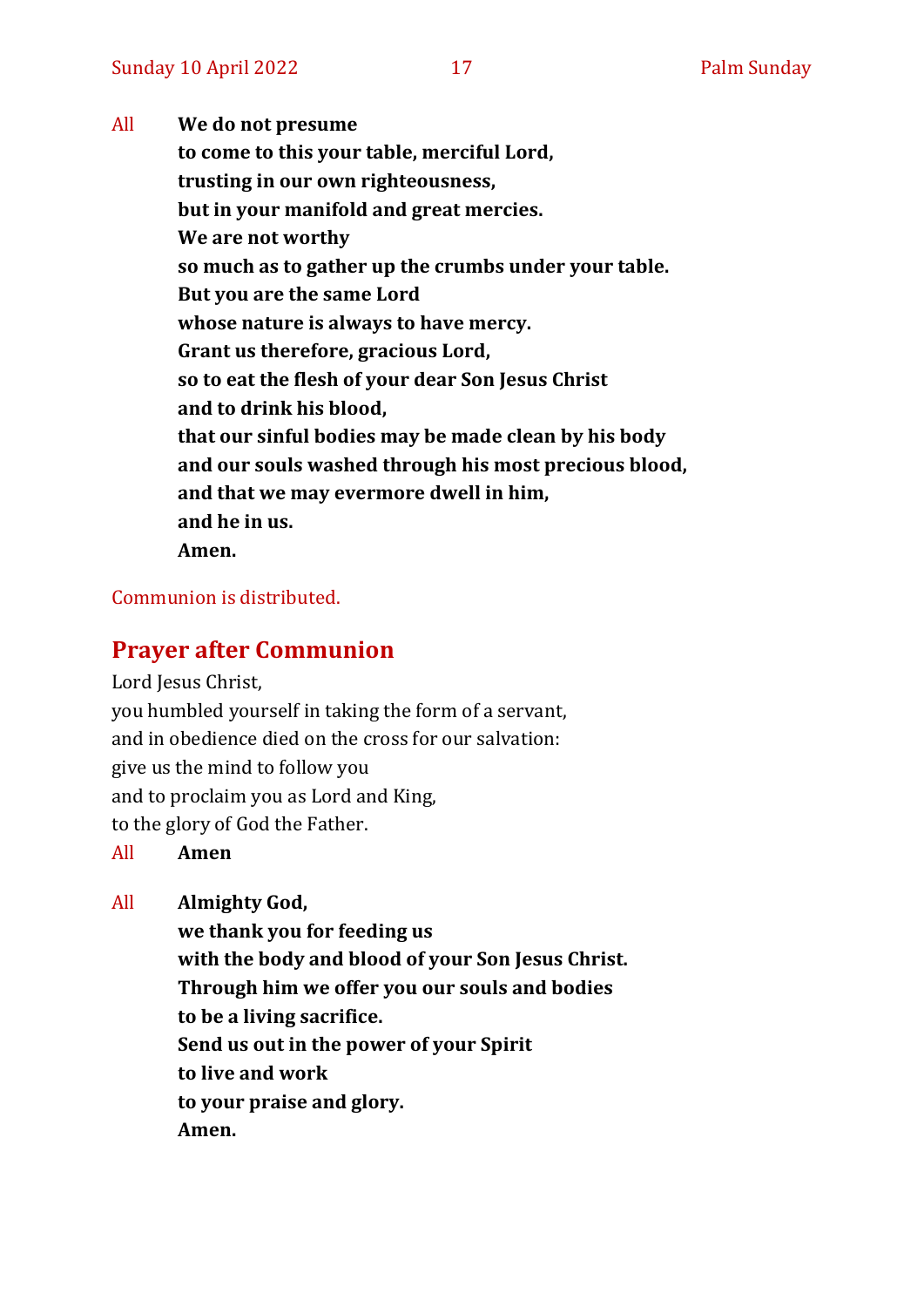All **We do not presume**
**to come to this your table, merciful Lord,**
**trusting in our own righteousness,**
**but in your manifold and great mercies.**
**We are not worthy**
**so much as to gather up the crumbs under your table.**
**But you are the same Lord**
**whose nature is always to have mercy.**
**Grant us therefore, gracious Lord,**
**so to eat the flesh of your dear Son Jesus Christ**
**and to drink his blood,**
**that our sinful bodies may be made clean by his body**
**and our souls washed through his most precious blood,**
**and that we may evermore dwell in him,**
**and he in us.**
**Amen.**

Communion is distributed.

## Prayer after Communion

Lord Jesus Christ,
you humbled yourself in taking the form of a servant,
and in obedience died on the cross for our salvation:
give us the mind to follow you
and to proclaim you as Lord and King,
to the glory of God the Father.

All **Amen**

All **Almighty God,**
**we thank you for feeding us**
**with the body and blood of your Son Jesus Christ.**
**Through him we offer you our souls and bodies**
**to be a living sacrifice.**
**Send us out in the power of your Spirit**
**to live and work**
**to your praise and glory.**
**Amen.**